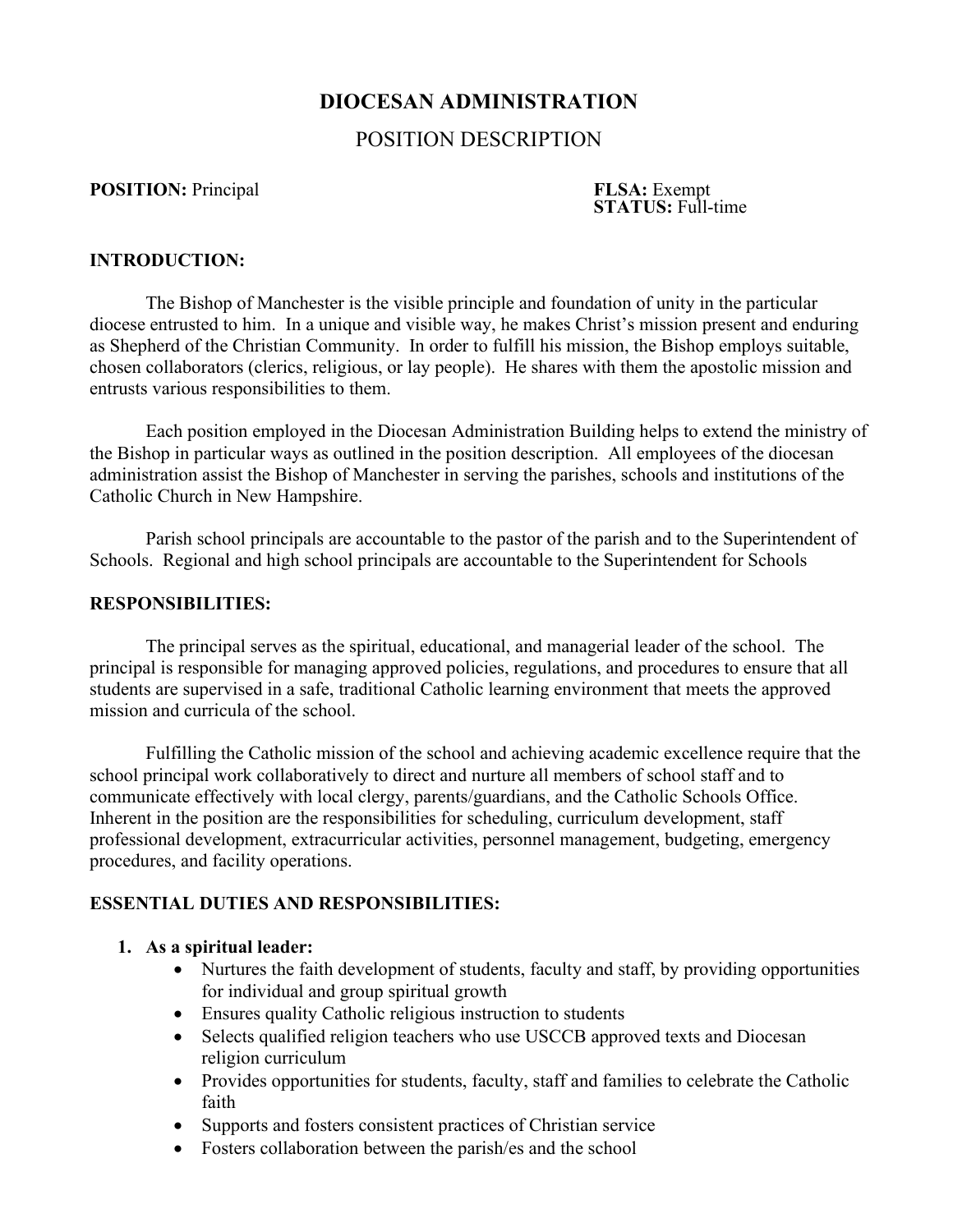# DIOCESAN ADMINISTRATION

## POSITION DESCRIPTION

**POSITION:** Principal

**FLSA:** Exempt
**STATUS:** Full-time

**INTRODUCTION:**

The Bishop of Manchester is the visible principle and foundation of unity in the particular diocese entrusted to him. In a unique and visible way, he makes Christ's mission present and enduring as Shepherd of the Christian Community. In order to fulfill his mission, the Bishop employs suitable, chosen collaborators (clerics, religious, or lay people). He shares with them the apostolic mission and entrusts various responsibilities to them.

Each position employed in the Diocesan Administration Building helps to extend the ministry of the Bishop in particular ways as outlined in the position description. All employees of the diocesan administration assist the Bishop of Manchester in serving the parishes, schools and institutions of the Catholic Church in New Hampshire.

Parish school principals are accountable to the pastor of the parish and to the Superintendent of Schools. Regional and high school principals are accountable to the Superintendent for Schools

**RESPONSIBILITIES:**

The principal serves as the spiritual, educational, and managerial leader of the school. The principal is responsible for managing approved policies, regulations, and procedures to ensure that all students are supervised in a safe, traditional Catholic learning environment that meets the approved mission and curricula of the school.

Fulfilling the Catholic mission of the school and achieving academic excellence require that the school principal work collaboratively to direct and nurture all members of school staff and to communicate effectively with local clergy, parents/guardians, and the Catholic Schools Office. Inherent in the position are the responsibilities for scheduling, curriculum development, staff professional development, extracurricular activities, personnel management, budgeting, emergency procedures, and facility operations.

**ESSENTIAL DUTIES AND RESPONSIBILITIES:**

1. **As a spiritual leader:**
   - Nurtures the faith development of students, faculty and staff, by providing opportunities for individual and group spiritual growth
   - Ensures quality Catholic religious instruction to students
   - Selects qualified religion teachers who use USCCB approved texts and Diocesan religion curriculum
   - Provides opportunities for students, faculty, staff and families to celebrate the Catholic faith
   - Supports and fosters consistent practices of Christian service
   - Fosters collaboration between the parish/es and the school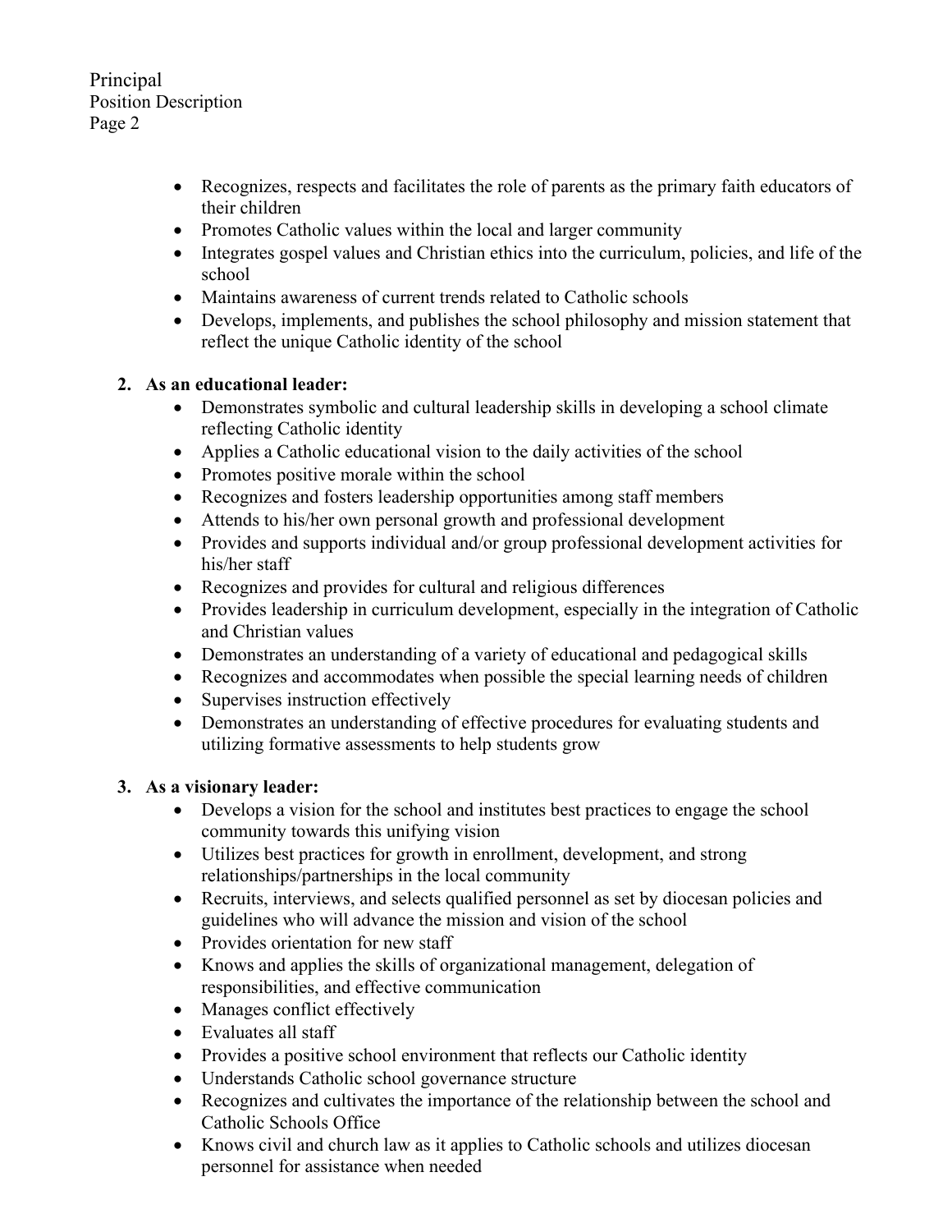- Recognizes, respects and facilitates the role of parents as the primary faith educators of their children
- Promotes Catholic values within the local and larger community
- Integrates gospel values and Christian ethics into the curriculum, policies, and life of the school
- Maintains awareness of current trends related to Catholic schools
- Develops, implements, and publishes the school philosophy and mission statement that reflect the unique Catholic identity of the school

2. **As an educational leader:**
    - Demonstrates symbolic and cultural leadership skills in developing a school climate reflecting Catholic identity
    - Applies a Catholic educational vision to the daily activities of the school
    - Promotes positive morale within the school
    - Recognizes and fosters leadership opportunities among staff members
    - Attends to his/her own personal growth and professional development
    - Provides and supports individual and/or group professional development activities for his/her staff
    - Recognizes and provides for cultural and religious differences
    - Provides leadership in curriculum development, especially in the integration of Catholic and Christian values
    - Demonstrates an understanding of a variety of educational and pedagogical skills
    - Recognizes and accommodates when possible the special learning needs of children
    - Supervises instruction effectively
    - Demonstrates an understanding of effective procedures for evaluating students and utilizing formative assessments to help students grow

3. **As a visionary leader:**
    - Develops a vision for the school and institutes best practices to engage the school community towards this unifying vision
    - Utilizes best practices for growth in enrollment, development, and strong relationships/partnerships in the local community
    - Recruits, interviews, and selects qualified personnel as set by diocesan policies and guidelines who will advance the mission and vision of the school
    - Provides orientation for new staff
    - Knows and applies the skills of organizational management, delegation of responsibilities, and effective communication
    - Manages conflict effectively
    - Evaluates all staff
    - Provides a positive school environment that reflects our Catholic identity
    - Understands Catholic school governance structure
    - Recognizes and cultivates the importance of the relationship between the school and Catholic Schools Office
    - Knows civil and church law as it applies to Catholic schools and utilizes diocesan personnel for assistance when needed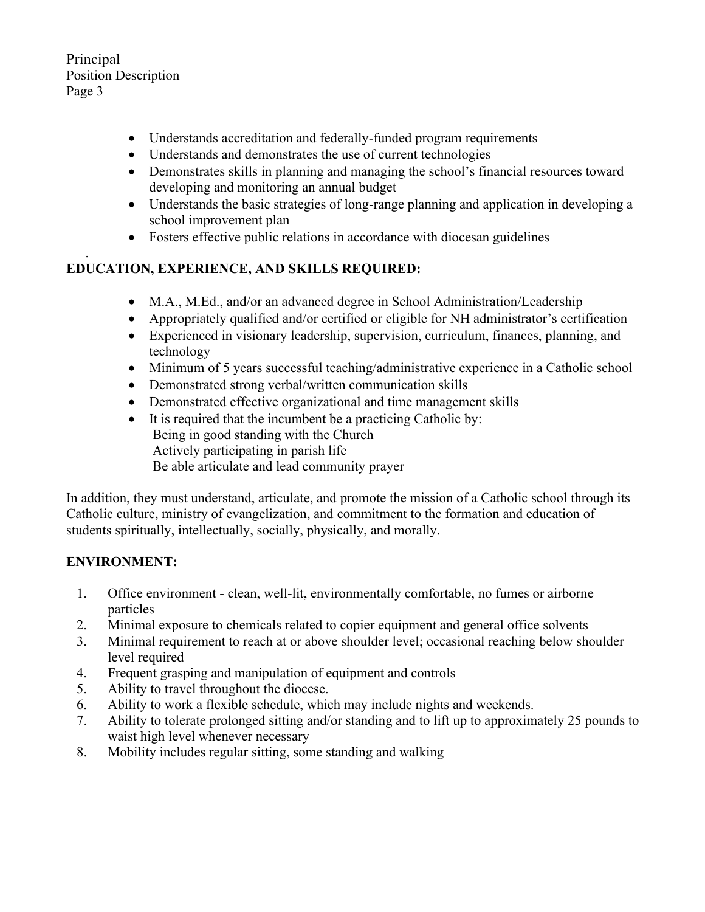- Understands accreditation and federally-funded program requirements
- Understands and demonstrates the use of current technologies
- Demonstrates skills in planning and managing the school's financial resources toward developing and monitoring an annual budget
- Understands the basic strategies of long-range planning and application in developing a school improvement plan
- Fosters effective public relations in accordance with diocesan guidelines

## EDUCATION, EXPERIENCE, AND SKILLS REQUIRED:

- M.A., M.Ed., and/or an advanced degree in School Administration/Leadership
- Appropriately qualified and/or certified or eligible for NH administrator's certification
- Experienced in visionary leadership, supervision, curriculum, finances, planning, and technology
- Minimum of 5 years successful teaching/administrative experience in a Catholic school
- Demonstrated strong verbal/written communication skills
- Demonstrated effective organizational and time management skills
- It is required that the incumbent be a practicing Catholic by:
  Being in good standing with the Church
  Actively participating in parish life
  Be able articulate and lead community prayer

In addition, they must understand, articulate, and promote the mission of a Catholic school through its Catholic culture, ministry of evangelization, and commitment to the formation and education of students spiritually, intellectually, socially, physically, and morally.

## ENVIRONMENT:

1. Office environment - clean, well-lit, environmentally comfortable, no fumes or airborne particles
2. Minimal exposure to chemicals related to copier equipment and general office solvents
3. Minimal requirement to reach at or above shoulder level; occasional reaching below shoulder level required
4. Frequent grasping and manipulation of equipment and controls
5. Ability to travel throughout the diocese.
6. Ability to work a flexible schedule, which may include nights and weekends.
7. Ability to tolerate prolonged sitting and/or standing and to lift up to approximately 25 pounds to waist high level whenever necessary
8. Mobility includes regular sitting, some standing and walking